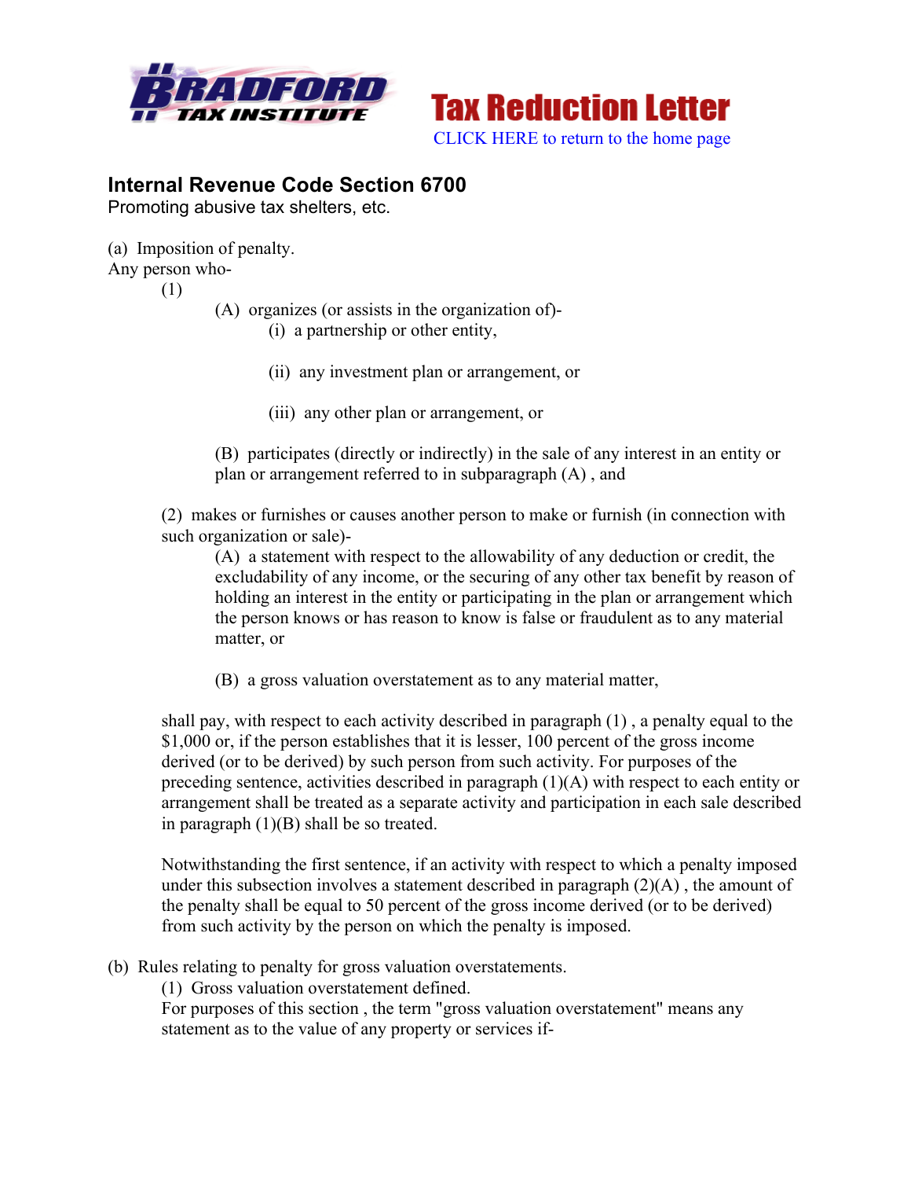**Tax Reduction Letter**

CLICK HERE to return to the home page

## Internal Revenue Code Section 6700

Promoting abusive tax shelters, etc.

(a) Imposition of penalty.

Any person who-

(1)

(A) organizes (or assists in the organization of)-

(i) a partnership or other entity,

(ii) any investment plan or arrangement, or

(iii) any other plan or arrangement, or

(B) participates (directly or indirectly) in the sale of any interest in an entity or plan or arrangement referred to in subparagraph (A) , and

(2) makes or furnishes or causes another person to make or furnish (in connection with such organization or sale)-

(A) a statement with respect to the allowability of any deduction or credit, the excludability of any income, or the securing of any other tax benefit by reason of holding an interest in the entity or participating in the plan or arrangement which the person knows or has reason to know is false or fraudulent as to any material matter, or

(B) a gross valuation overstatement as to any material matter,

shall pay, with respect to each activity described in paragraph (1) , a penalty equal to the $1,000 or, if the person establishes that it is lesser, 100 percent of the gross income derived (or to be derived) by such person from such activity. For purposes of the preceding sentence, activities described in paragraph (1)(A) with respect to each entity or arrangement shall be treated as a separate activity and participation in each sale described in paragraph (1)(B) shall be so treated.

Notwithstanding the first sentence, if an activity with respect to which a penalty imposed under this subsection involves a statement described in paragraph (2)(A) , the amount of the penalty shall be equal to 50 percent of the gross income derived (or to be derived) from such activity by the person on which the penalty is imposed.

(b) Rules relating to penalty for gross valuation overstatements.

(1) Gross valuation overstatement defined.

For purposes of this section , the term "gross valuation overstatement" means any statement as to the value of any property or services if-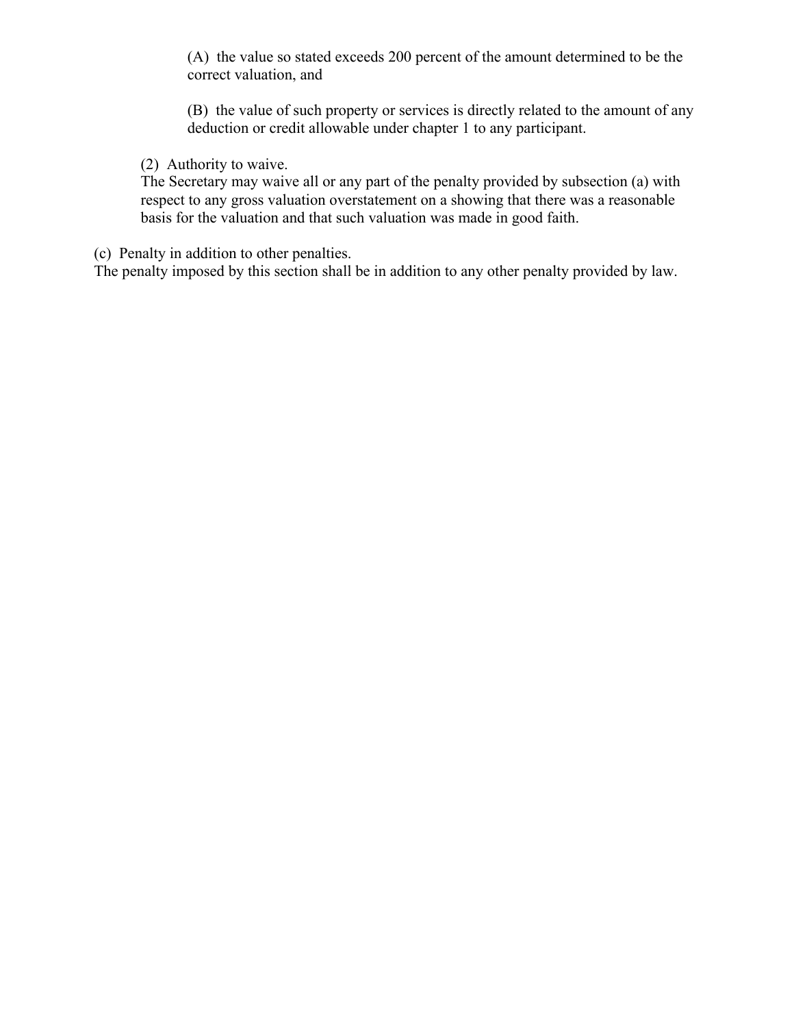(A) the value so stated exceeds 200 percent of the amount determined to be the correct valuation, and

(B) the value of such property or services is directly related to the amount of any deduction or credit allowable under chapter 1 to any participant.

(2) Authority to waive.

The Secretary may waive all or any part of the penalty provided by subsection (a) with respect to any gross valuation overstatement on a showing that there was a reasonable basis for the valuation and that such valuation was made in good faith.

(c) Penalty in addition to other penalties.

The penalty imposed by this section shall be in addition to any other penalty provided by law.